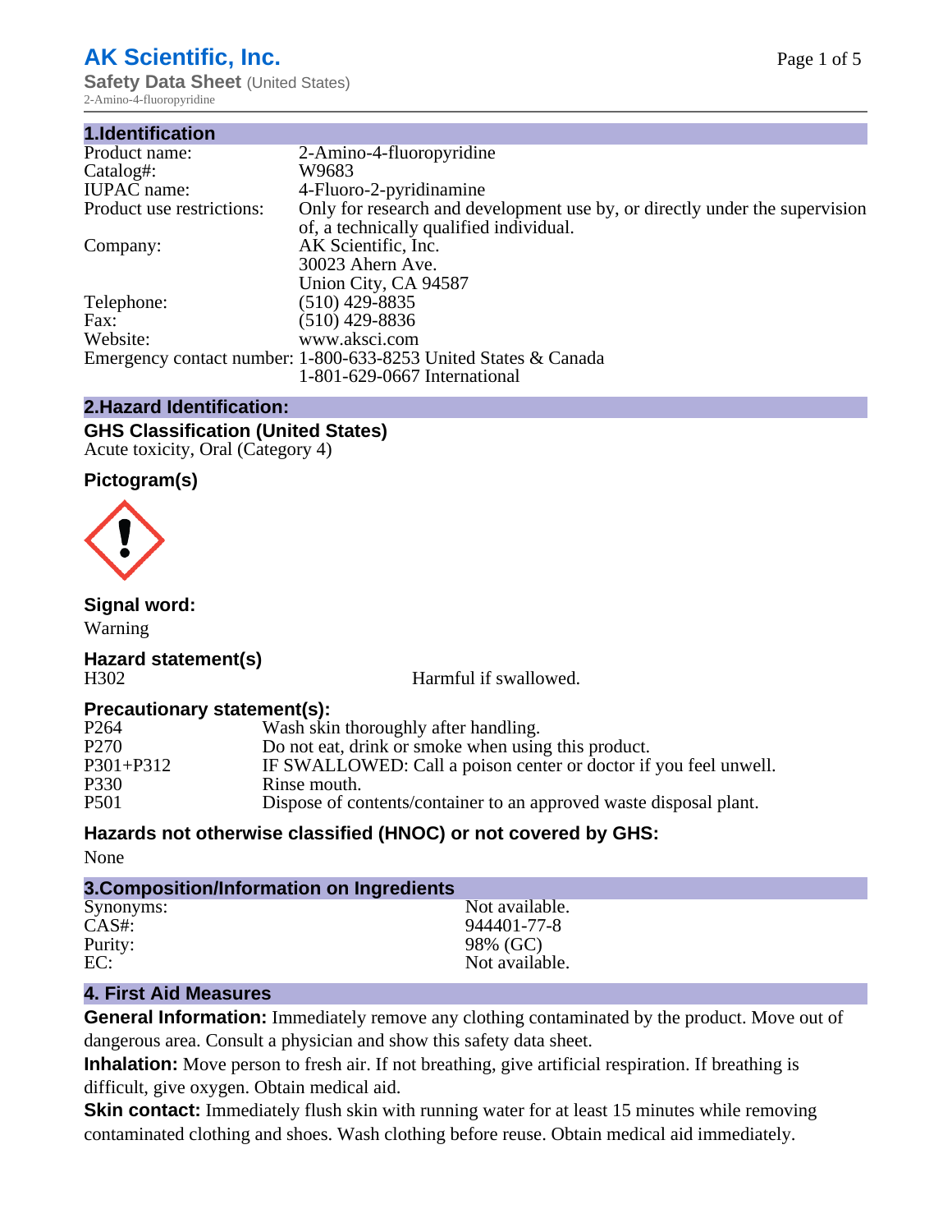# AK Scientific, Inc.

**Safety Data Sheet** (United States)

2-Amino-4-fluoropyridine

## 1.Identification

| | |
|---|---|
| Product name: | 2-Amino-4-fluoropyridine |
| Catalog#: | W9683 |
| IUPAC name: | 4-Fluoro-2-pyridinamine |
| Product use restrictions: | Only for research and development use by, or directly under the supervision of, a technically qualified individual. |
| Company: | AK Scientific, Inc.<br>30023 Ahern Ave.<br>Union City, CA 94587 |
| Telephone: | (510) 429-8835 |
| Fax: | (510) 429-8836 |
| Website: | www.aksci.com |
| Emergency contact number: | 1-800-633-8253 United States & Canada<br>1-801-629-0667 International |

## 2.Hazard Identification:

### GHS Classification (United States)

Acute toxicity, Oral (Category 4)

### Pictogram(s)

### Signal word:

Warning

### Hazard statement(s)

| | |
|---|---|
| H302 | Harmful if swallowed. |

### Precautionary statement(s):

| | |
|---|---|
| P264 | Wash skin thoroughly after handling. |
| P270 | Do not eat, drink or smoke when using this product. |
| P301+P312 | IF SWALLOWED: Call a poison center or doctor if you feel unwell. |
| P330 | Rinse mouth. |
| P501 | Dispose of contents/container to an approved waste disposal plant. |

### Hazards not otherwise classified (HNOC) or not covered by GHS:

None

## 3.Composition/Information on Ingredients

| | |
|---|---|
| Synonyms: | Not available. |
| CAS#: | 944401-77-8 |
| Purity: | 98% (GC) |
| EC: | Not available. |

## 4. First Aid Measures

**General Information:** Immediately remove any clothing contaminated by the product. Move out of dangerous area. Consult a physician and show this safety data sheet.

**Inhalation:** Move person to fresh air. If not breathing, give artificial respiration. If breathing is difficult, give oxygen. Obtain medical aid.

**Skin contact:** Immediately flush skin with running water for at least 15 minutes while removing contaminated clothing and shoes. Wash clothing before reuse. Obtain medical aid immediately.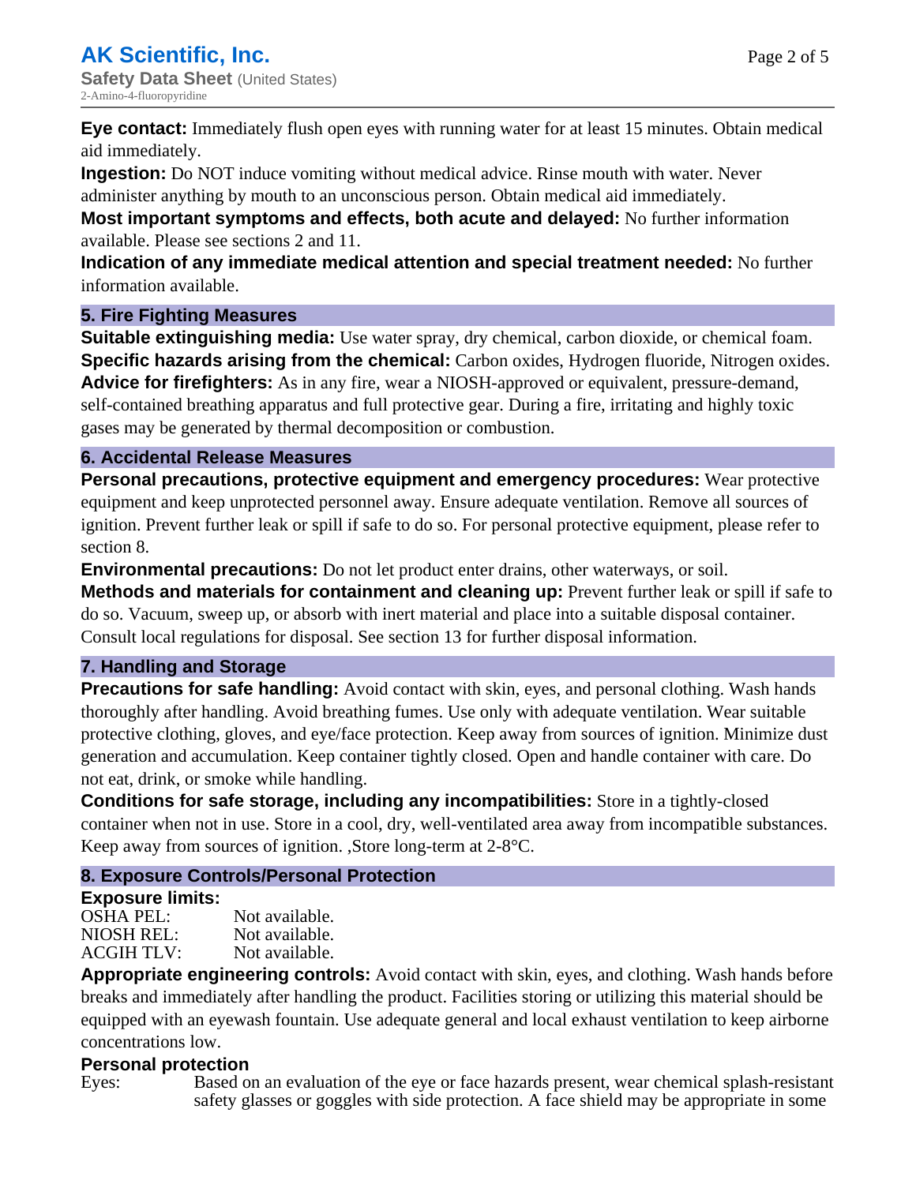**Eye contact:** Immediately flush open eyes with running water for at least 15 minutes. Obtain medical aid immediately.
**Ingestion:** Do NOT induce vomiting without medical advice. Rinse mouth with water. Never administer anything by mouth to an unconscious person. Obtain medical aid immediately.
**Most important symptoms and effects, both acute and delayed:** No further information available. Please see sections 2 and 11.
**Indication of any immediate medical attention and special treatment needed:** No further information available.

## 5. Fire Fighting Measures

**Suitable extinguishing media:** Use water spray, dry chemical, carbon dioxide, or chemical foam.
**Specific hazards arising from the chemical:** Carbon oxides, Hydrogen fluoride, Nitrogen oxides.
**Advice for firefighters:** As in any fire, wear a NIOSH-approved or equivalent, pressure-demand, self-contained breathing apparatus and full protective gear. During a fire, irritating and highly toxic gases may be generated by thermal decomposition or combustion.

## 6. Accidental Release Measures

**Personal precautions, protective equipment and emergency procedures:** Wear protective equipment and keep unprotected personnel away. Ensure adequate ventilation. Remove all sources of ignition. Prevent further leak or spill if safe to do so. For personal protective equipment, please refer to section 8.
**Environmental precautions:** Do not let product enter drains, other waterways, or soil.
**Methods and materials for containment and cleaning up:** Prevent further leak or spill if safe to do so. Vacuum, sweep up, or absorb with inert material and place into a suitable disposal container. Consult local regulations for disposal. See section 13 for further disposal information.

## 7. Handling and Storage

**Precautions for safe handling:** Avoid contact with skin, eyes, and personal clothing. Wash hands thoroughly after handling. Avoid breathing fumes. Use only with adequate ventilation. Wear suitable protective clothing, gloves, and eye/face protection. Keep away from sources of ignition. Minimize dust generation and accumulation. Keep container tightly closed. Open and handle container with care. Do not eat, drink, or smoke while handling.
**Conditions for safe storage, including any incompatibilities:** Store in a tightly-closed container when not in use. Store in a cool, dry, well-ventilated area away from incompatible substances. Keep away from sources of ignition. ,Store long-term at 2-8°C.

## 8. Exposure Controls/Personal Protection

**Exposure limits:**

| | |
|---|---|
| OSHA PEL: | Not available. |
| NIOSH REL: | Not available. |
| ACGIH TLV: | Not available. |

**Appropriate engineering controls:** Avoid contact with skin, eyes, and clothing. Wash hands before breaks and immediately after handling the product. Facilities storing or utilizing this material should be equipped with an eyewash fountain. Use adequate general and local exhaust ventilation to keep airborne concentrations low.

**Personal protection**

Eyes: Based on an evaluation of the eye or face hazards present, wear chemical splash-resistant safety glasses or goggles with side protection. A face shield may be appropriate in some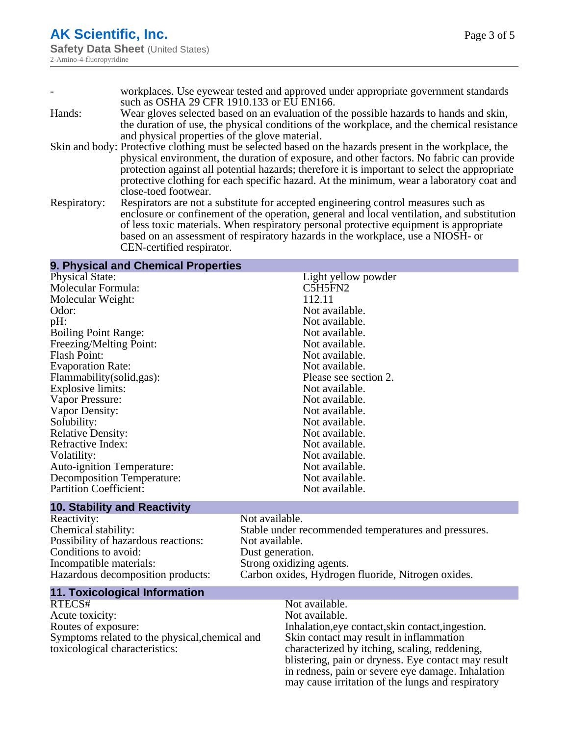| | |
|---|---|
| - | workplaces. Use eyewear tested and approved under appropriate government standards such as OSHA 29 CFR 1910.133 or EU EN166. |
| Hands: | Wear gloves selected based on an evaluation of the possible hazards to hands and skin, the duration of use, the physical conditions of the workplace, and the chemical resistance and physical properties of the glove material. |
| Skin and body: | Protective clothing must be selected based on the hazards present in the workplace, the physical environment, the duration of exposure, and other factors. No fabric can provide protection against all potential hazards; therefore it is important to select the appropriate protective clothing for each specific hazard. At the minimum, wear a laboratory coat and close-toed footwear. |
| Respiratory: | Respirators are not a substitute for accepted engineering control measures such as enclosure or confinement of the operation, general and local ventilation, and substitution of less toxic materials. When respiratory personal protective equipment is appropriate based on an assessment of respiratory hazards in the workplace, use a NIOSH- or CEN-certified respirator. |

## 9. Physical and Chemical Properties

| | |
|---|---|
| Physical State: | Light yellow powder |
| Molecular Formula: | $C_5H_5FN_2$ |
| Molecular Weight: | 112.11 |
| Odor: | Not available. |
| pH: | Not available. |
| Boiling Point Range: | Not available. |
| Freezing/Melting Point: | Not available. |
| Flash Point: | Not available. |
| Evaporation Rate: | Not available. |
| Flammability(solid,gas): | Please see section 2. |
| Explosive limits: | Not available. |
| Vapor Pressure: | Not available. |
| Vapor Density: | Not available. |
| Solubility: | Not available. |
| Relative Density: | Not available. |
| Refractive Index: | Not available. |
| Volatility: | Not available. |
| Auto-ignition Temperature: | Not available. |
| Decomposition Temperature: | Not available. |
| Partition Coefficient: | Not available. |

## 10. Stability and Reactivity

| | |
|---|---|
| Reactivity: | Not available. |
| Chemical stability: | Stable under recommended temperatures and pressures. |
| Possibility of hazardous reactions: | Not available. |
| Conditions to avoid: | Dust generation. |
| Incompatible materials: | Strong oxidizing agents. |
| Hazardous decomposition products: | Carbon oxides, Hydrogen fluoride, Nitrogen oxides. |

## 11. Toxicological Information

| | |
|---|---|
| RTECS# | Not available. |
| Acute toxicity: | Not available. |
| Routes of exposure: | Inhalation,eye contact,skin contact,ingestion. |
| Symptoms related to the physical,chemical and toxicological characteristics: | Skin contact may result in inflammation characterized by itching, scaling, reddening, blistering, pain or dryness. Eye contact may result in redness, pain or severe eye damage. Inhalation may cause irritation of the lungs and respiratory |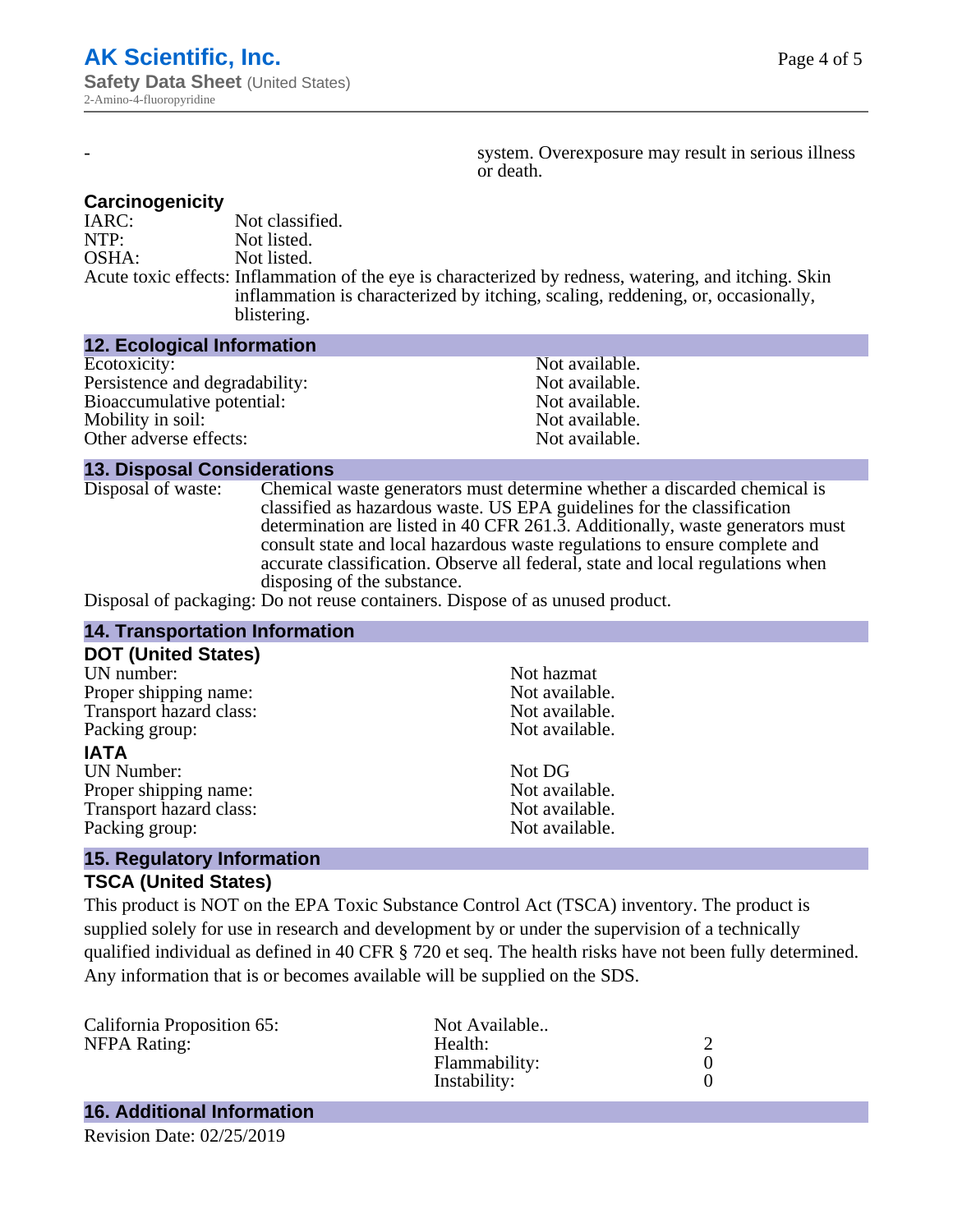- system. Overexposure may result in serious illness or death.

### Carcinogenicity

IARC: Not classified.
NTP: Not listed.
OSHA: Not listed.
Acute toxic effects: Inflammation of the eye is characterized by redness, watering, and itching. Skin inflammation is characterized by itching, scaling, reddening, or, occasionally, blistering.

## 12. Ecological Information

| | |
|---|---|
| Ecotoxicity: | Not available. |
| Persistence and degradability: | Not available. |
| Bioaccumulative potential: | Not available. |
| Mobility in soil: | Not available. |
| Other adverse effects: | Not available. |

## 13. Disposal Considerations

Disposal of waste: Chemical waste generators must determine whether a discarded chemical is classified as hazardous waste. US EPA guidelines for the classification determination are listed in 40 CFR 261.3. Additionally, waste generators must consult state and local hazardous waste regulations to ensure complete and accurate classification. Observe all federal, state and local regulations when disposing of the substance.

Disposal of packaging: Do not reuse containers. Dispose of as unused product.

## 14. Transportation Information

### DOT (United States)

| | |
|---|---|
| UN number: | Not hazmat |
| Proper shipping name: | Not available. |
| Transport hazard class: | Not available. |
| Packing group: | Not available. |

### IATA

| | |
|---|---|
| UN Number: | Not DG |
| Proper shipping name: | Not available. |
| Transport hazard class: | Not available. |
| Packing group: | Not available. |

## 15. Regulatory Information

### TSCA (United States)

This product is NOT on the EPA Toxic Substance Control Act (TSCA) inventory. The product is supplied solely for use in research and development by or under the supervision of a technically qualified individual as defined in 40 CFR § 720 et seq. The health risks have not been fully determined. Any information that is or becomes available will be supplied on the SDS.

| | | |
|---|---|---|
| California Proposition 65: | Not Available.. | |
| NFPA Rating: | Health: | 2 |
| | Flammability: | 0 |
| | Instability: | 0 |

## 16. Additional Information

Revision Date: 02/25/2019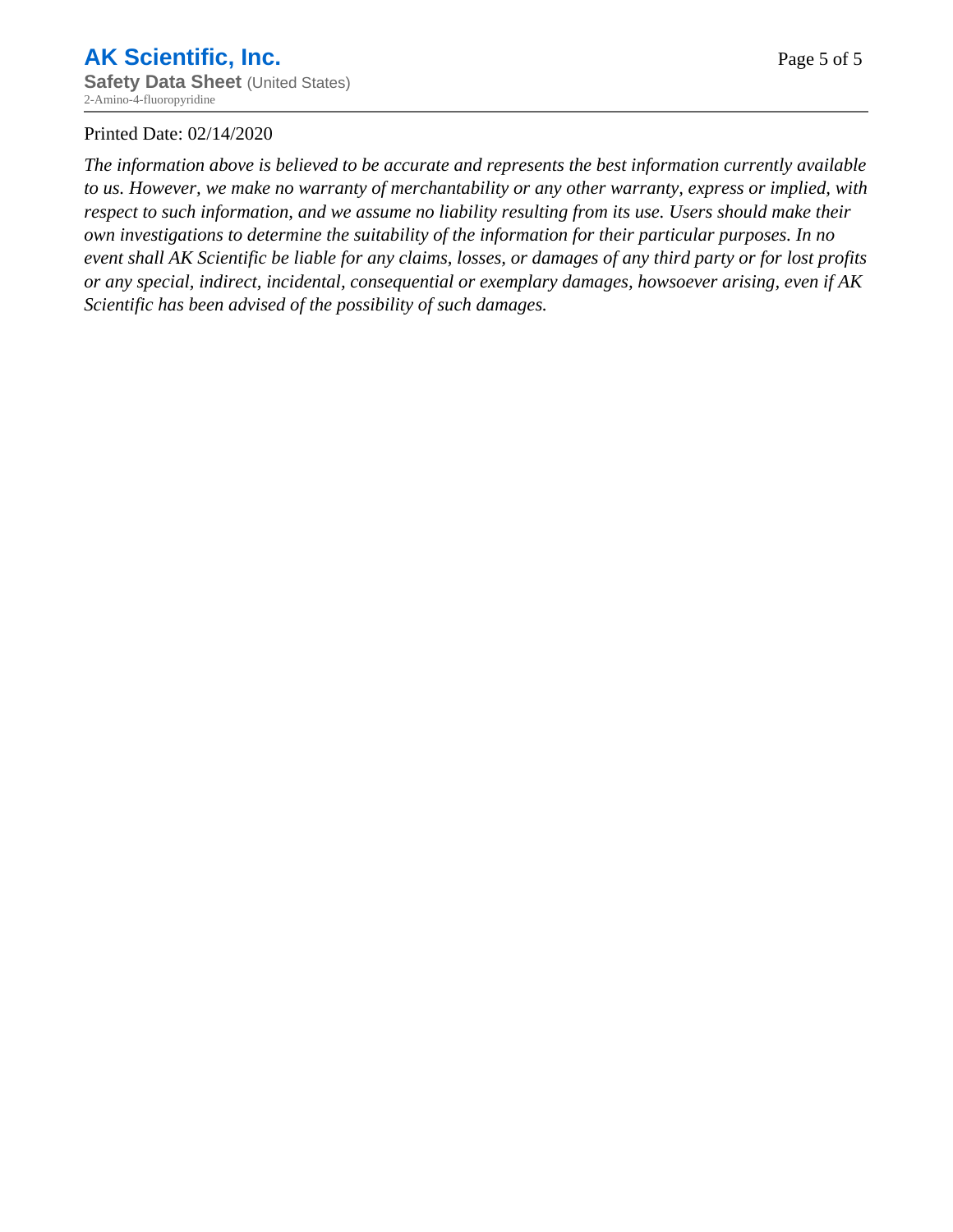Printed Date: 02/14/2020

*The information above is believed to be accurate and represents the best information currently available to us. However, we make no warranty of merchantability or any other warranty, express or implied, with respect to such information, and we assume no liability resulting from its use. Users should make their own investigations to determine the suitability of the information for their particular purposes. In no event shall AK Scientific be liable for any claims, losses, or damages of any third party or for lost profits or any special, indirect, incidental, consequential or exemplary damages, howsoever arising, even if AK Scientific has been advised of the possibility of such damages.*